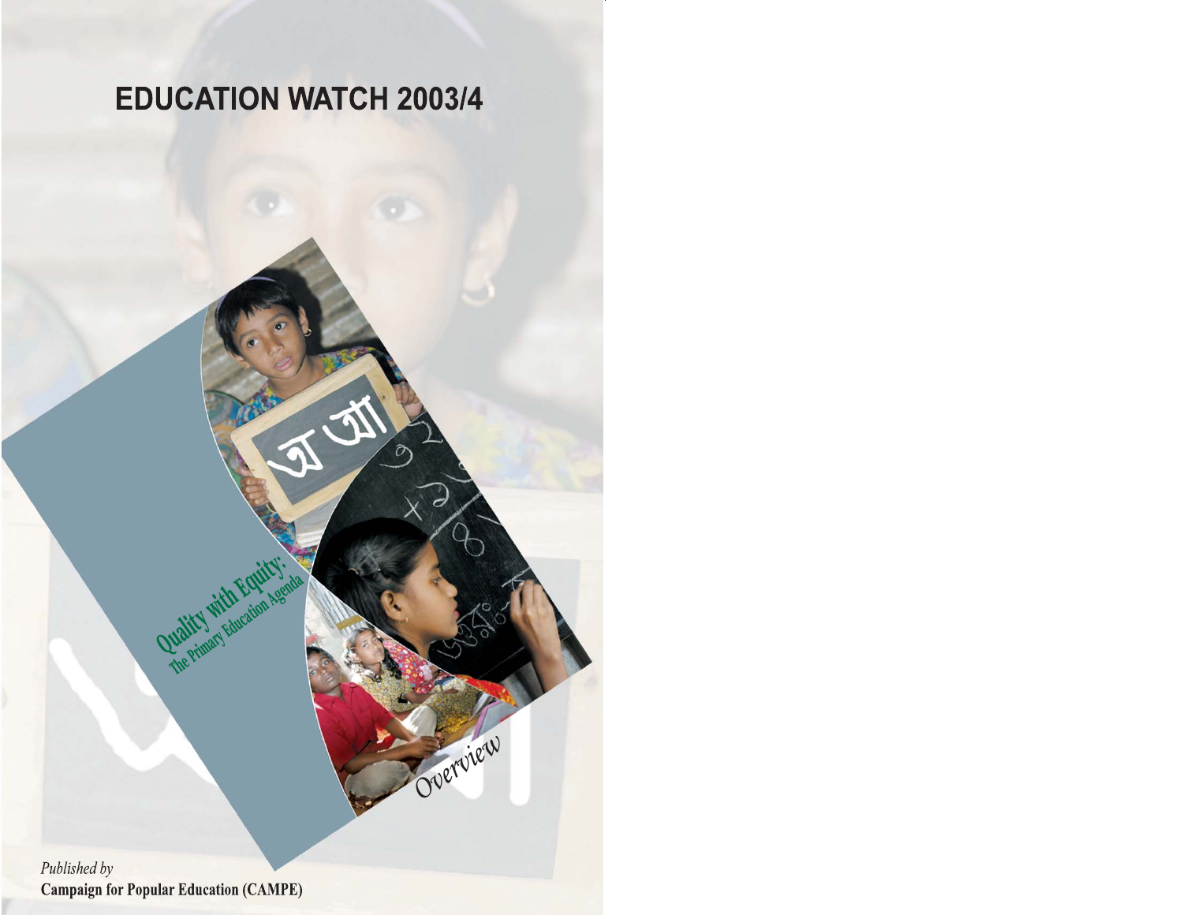# EDUCATION WATCH 2003/4

## Quality with Equity:
### The Primary Education Agenda

*Overview*

*Published by*

**Campaign for Popular Education (CAMPE)**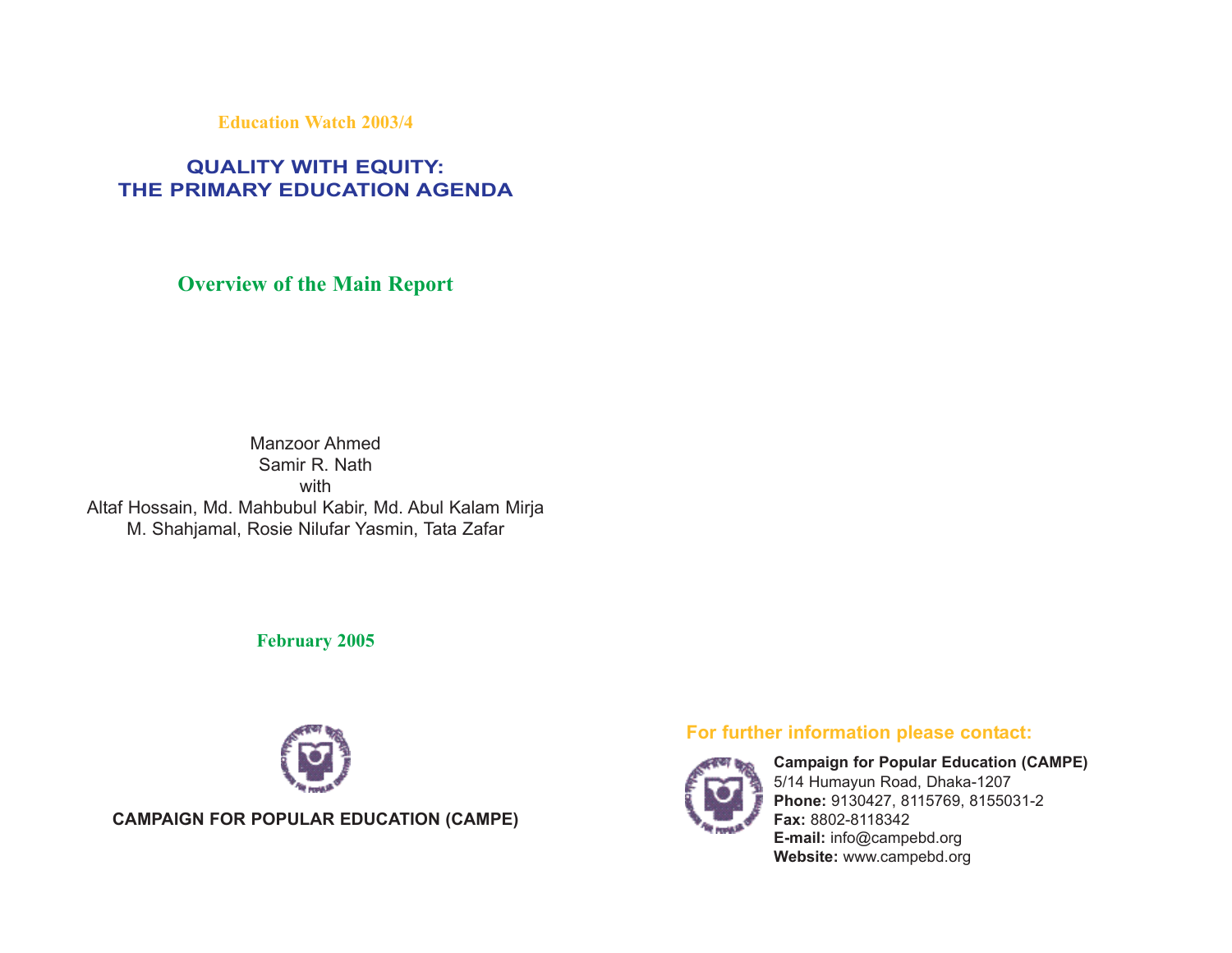Education Watch 2003/4

# QUALITY WITH EQUITY: THE PRIMARY EDUCATION AGENDA

## Overview of the Main Report

Manzoor Ahmed
Samir R. Nath
with
Altaf Hossain, Md. Mahbubul Kabir, Md. Abul Kalam Mirja
M. Shahjamal, Rosie Nilufar Yasmin, Tata Zafar

February 2005

**CAMPAIGN FOR POPULAR EDUCATION (CAMPE)**

**For further information please contact:**

**Campaign for Popular Education (CAMPE)**
5/14 Humayun Road, Dhaka-1207
**Phone:** 9130427, 8115769, 8155031-2
**Fax:** 8802-8118342
**E-mail:** info@campebd.org
**Website:** www.campebd.org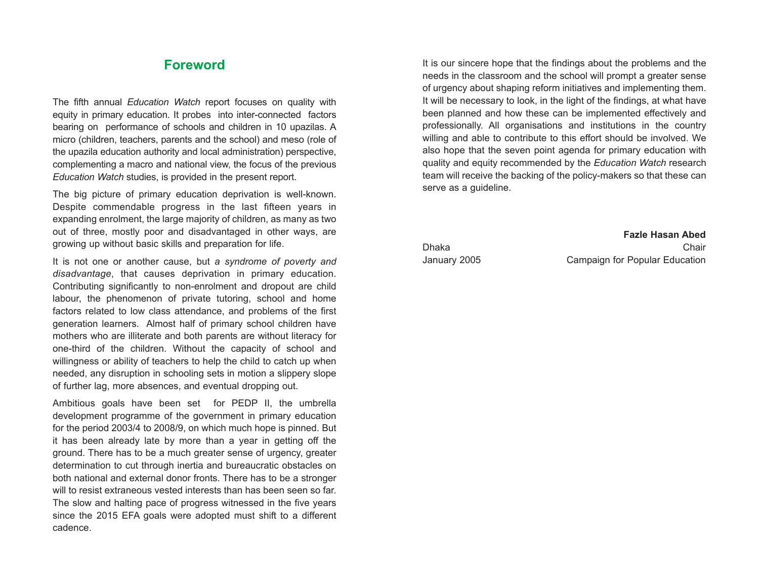# Foreword

The fifth annual *Education Watch* report focuses on quality with equity in primary education. It probes into inter-connected factors bearing on performance of schools and children in 10 upazilas. A micro (children, teachers, parents and the school) and meso (role of the upazila education authority and local administration) perspective, complementing a macro and national view, the focus of the previous *Education Watch* studies, is provided in the present report.

The big picture of primary education deprivation is well-known. Despite commendable progress in the last fifteen years in expanding enrolment, the large majority of children, as many as two out of three, mostly poor and disadvantaged in other ways, are growing up without basic skills and preparation for life.

It is not one or another cause, but *a syndrome of poverty and disadvantage*, that causes deprivation in primary education. Contributing significantly to non-enrolment and dropout are child labour, the phenomenon of private tutoring, school and home factors related to low class attendance, and problems of the first generation learners. Almost half of primary school children have mothers who are illiterate and both parents are without literacy for one-third of the children. Without the capacity of school and willingness or ability of teachers to help the child to catch up when needed, any disruption in schooling sets in motion a slippery slope of further lag, more absences, and eventual dropping out.

Ambitious goals have been set for PEDP II, the umbrella development programme of the government in primary education for the period 2003/4 to 2008/9, on which much hope is pinned. But it has been already late by more than a year in getting off the ground. There has to be a much greater sense of urgency, greater determination to cut through inertia and bureaucratic obstacles on both national and external donor fronts. There has to be a stronger will to resist extraneous vested interests than has been seen so far. The slow and halting pace of progress witnessed in the five years since the 2015 EFA goals were adopted must shift to a different cadence.

It is our sincere hope that the findings about the problems and the needs in the classroom and the school will prompt a greater sense of urgency about shaping reform initiatives and implementing them. It will be necessary to look, in the light of the findings, at what have been planned and how these can be implemented effectively and professionally. All organisations and institutions in the country willing and able to contribute to this effort should be involved. We also hope that the seven point agenda for primary education with quality and equity recommended by the *Education Watch* research team will receive the backing of the policy-makers so that these can serve as a guideline.

**Fazle Hasan Abed**
Chair
Campaign for Popular Education

Dhaka
January 2005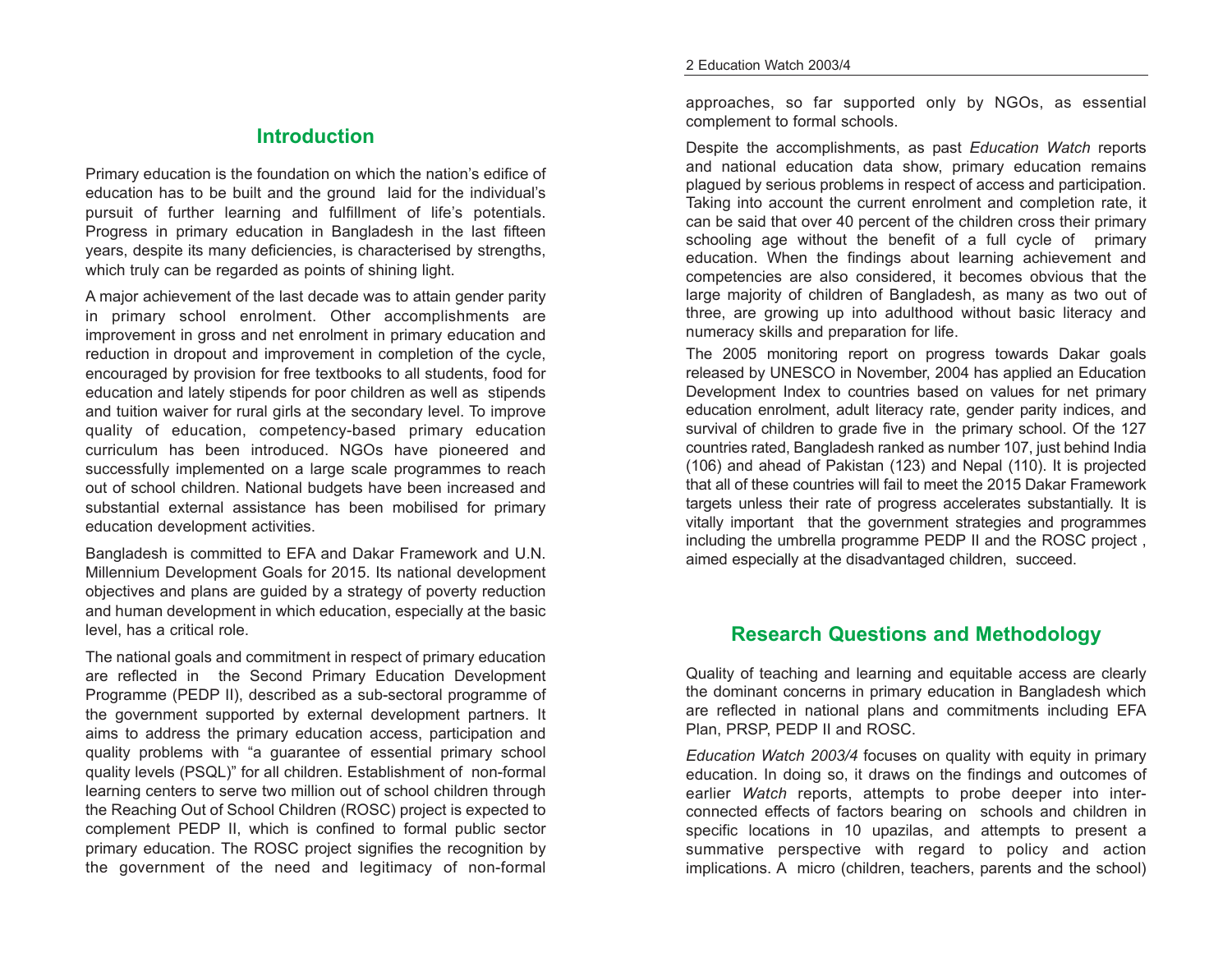## Introduction

Primary education is the foundation on which the nation's edifice of education has to be built and the ground laid for the individual's pursuit of further learning and fulfillment of life's potentials. Progress in primary education in Bangladesh in the last fifteen years, despite its many deficiencies, is characterised by strengths, which truly can be regarded as points of shining light.

A major achievement of the last decade was to attain gender parity in primary school enrolment. Other accomplishments are improvement in gross and net enrolment in primary education and reduction in dropout and improvement in completion of the cycle, encouraged by provision for free textbooks to all students, food for education and lately stipends for poor children as well as stipends and tuition waiver for rural girls at the secondary level. To improve quality of education, competency-based primary education curriculum has been introduced. NGOs have pioneered and successfully implemented on a large scale programmes to reach out of school children. National budgets have been increased and substantial external assistance has been mobilised for primary education development activities.

Bangladesh is committed to EFA and Dakar Framework and U.N. Millennium Development Goals for 2015. Its national development objectives and plans are guided by a strategy of poverty reduction and human development in which education, especially at the basic level, has a critical role.

The national goals and commitment in respect of primary education are reflected in the Second Primary Education Development Programme (PEDP II), described as a sub-sectoral programme of the government supported by external development partners. It aims to address the primary education access, participation and quality problems with "a guarantee of essential primary school quality levels (PSQL)" for all children. Establishment of non-formal learning centers to serve two million out of school children through the Reaching Out of School Children (ROSC) project is expected to complement PEDP II, which is confined to formal public sector primary education. The ROSC project signifies the recognition by the government of the need and legitimacy of non-formal approaches, so far supported only by NGOs, as essential complement to formal schools.

Despite the accomplishments, as past *Education Watch* reports and national education data show, primary education remains plagued by serious problems in respect of access and participation. Taking into account the current enrolment and completion rate, it can be said that over 40 percent of the children cross their primary schooling age without the benefit of a full cycle of primary education. When the findings about learning achievement and competencies are also considered, it becomes obvious that the large majority of children of Bangladesh, as many as two out of three, are growing up into adulthood without basic literacy and numeracy skills and preparation for life.

The 2005 monitoring report on progress towards Dakar goals released by UNESCO in November, 2004 has applied an Education Development Index to countries based on values for net primary education enrolment, adult literacy rate, gender parity indices, and survival of children to grade five in the primary school. Of the 127 countries rated, Bangladesh ranked as number 107, just behind India (106) and ahead of Pakistan (123) and Nepal (110). It is projected that all of these countries will fail to meet the 2015 Dakar Framework targets unless their rate of progress accelerates substantially. It is vitally important that the government strategies and programmes including the umbrella programme PEDP II and the ROSC project , aimed especially at the disadvantaged children, succeed.

## Research Questions and Methodology

Quality of teaching and learning and equitable access are clearly the dominant concerns in primary education in Bangladesh which are reflected in national plans and commitments including EFA Plan, PRSP, PEDP II and ROSC.

*Education Watch 2003/4* focuses on quality with equity in primary education. In doing so, it draws on the findings and outcomes of earlier *Watch* reports, attempts to probe deeper into inter-connected effects of factors bearing on schools and children in specific locations in 10 upazilas, and attempts to present a summative perspective with regard to policy and action implications. A micro (children, teachers, parents and the school)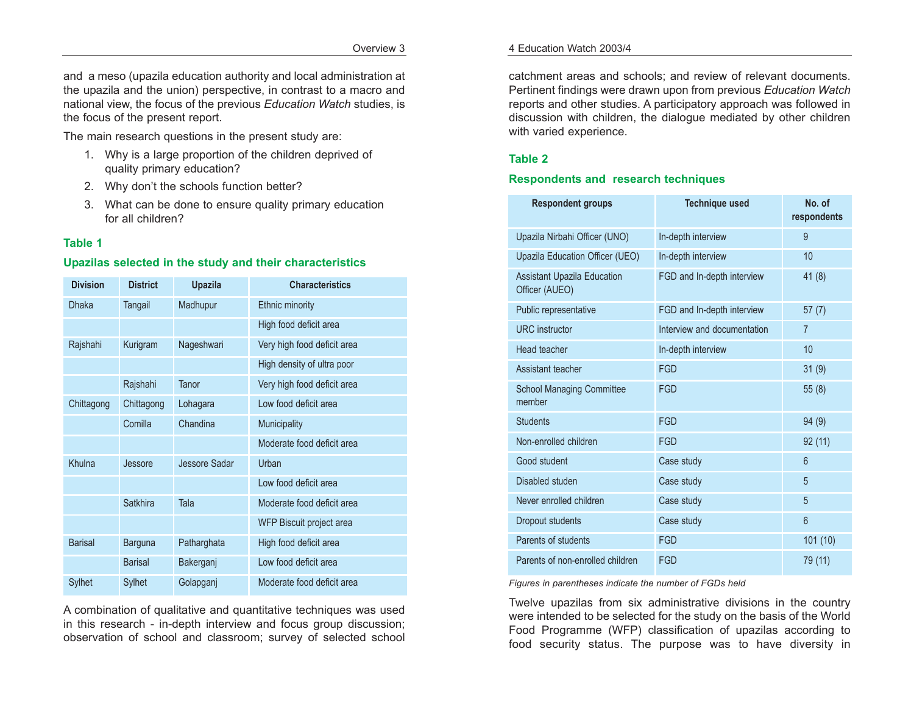and a meso (upazila education authority and local administration at the upazila and the union) perspective, in contrast to a macro and national view, the focus of the previous *Education Watch* studies, is the focus of the present report.

The main research questions in the present study are:

1. Why is a large proportion of the children deprived of quality primary education?
2. Why don't the schools function better?
3. What can be done to ensure quality primary education for all children?

### Table 1

### Upazilas selected in the study and their characteristics

| Division | District | Upazila | Characteristics |
|---|---|---|---|
| Dhaka | Tangail | Madhupur | Ethnic minority |
| | | | High food deficit area |
| Rajshahi | Kurigram | Nageshwari | Very high food deficit area |
| | | | High density of ultra poor |
| | Rajshahi | Tanor | Very high food deficit area |
| Chittagong | Chittagong | Lohagara | Low food deficit area |
| | Comilla | Chandina | Municipality |
| | | | Moderate food deficit area |
| Khulna | Jessore | Jessore Sadar | Urban |
| | | | Low food deficit area |
| | Satkhira | Tala | Moderate food deficit area |
| | | | WFP Biscuit project area |
| Barisal | Barguna | Patharghata | High food deficit area |
| | Barisal | Bakerganj | Low food deficit area |
| Sylhet | Sylhet | Golapganj | Moderate food deficit area |

A combination of qualitative and quantitative techniques was used in this research - in-depth interview and focus group discussion; observation of school and classroom; survey of selected school catchment areas and schools; and review of relevant documents. Pertinent findings were drawn upon from previous *Education Watch* reports and other studies. A participatory approach was followed in discussion with children, the dialogue mediated by other children with varied experience.

### Table 2

### Respondents and research techniques

| Respondent groups | Technique used | No. of respondents |
|---|---|---|
| Upazila Nirbahi Officer (UNO) | In-depth interview | 9 |
| Upazila Education Officer (UEO) | In-depth interview | 10 |
| Assistant Upazila Education Officer (AUEO) | FGD and In-depth interview | 41 (8) |
| Public representative | FGD and In-depth interview | 57 (7) |
| URC instructor | Interview and documentation | 7 |
| Head teacher | In-depth interview | 10 |
| Assistant teacher | FGD | 31 (9) |
| School Managing Committee member | FGD | 55 (8) |
| Students | FGD | 94 (9) |
| Non-enrolled children | FGD | 92 (11) |
| Good student | Case study | 6 |
| Disabled studen | Case study | 5 |
| Never enrolled children | Case study | 5 |
| Dropout students | Case study | 6 |
| Parents of students | FGD | 101 (10) |
| Parents of non-enrolled children | FGD | 79 (11) |

*Figures in parentheses indicate the number of FGDs held*

Twelve upazilas from six administrative divisions in the country were intended to be selected for the study on the basis of the World Food Programme (WFP) classification of upazilas according to food security status. The purpose was to have diversity in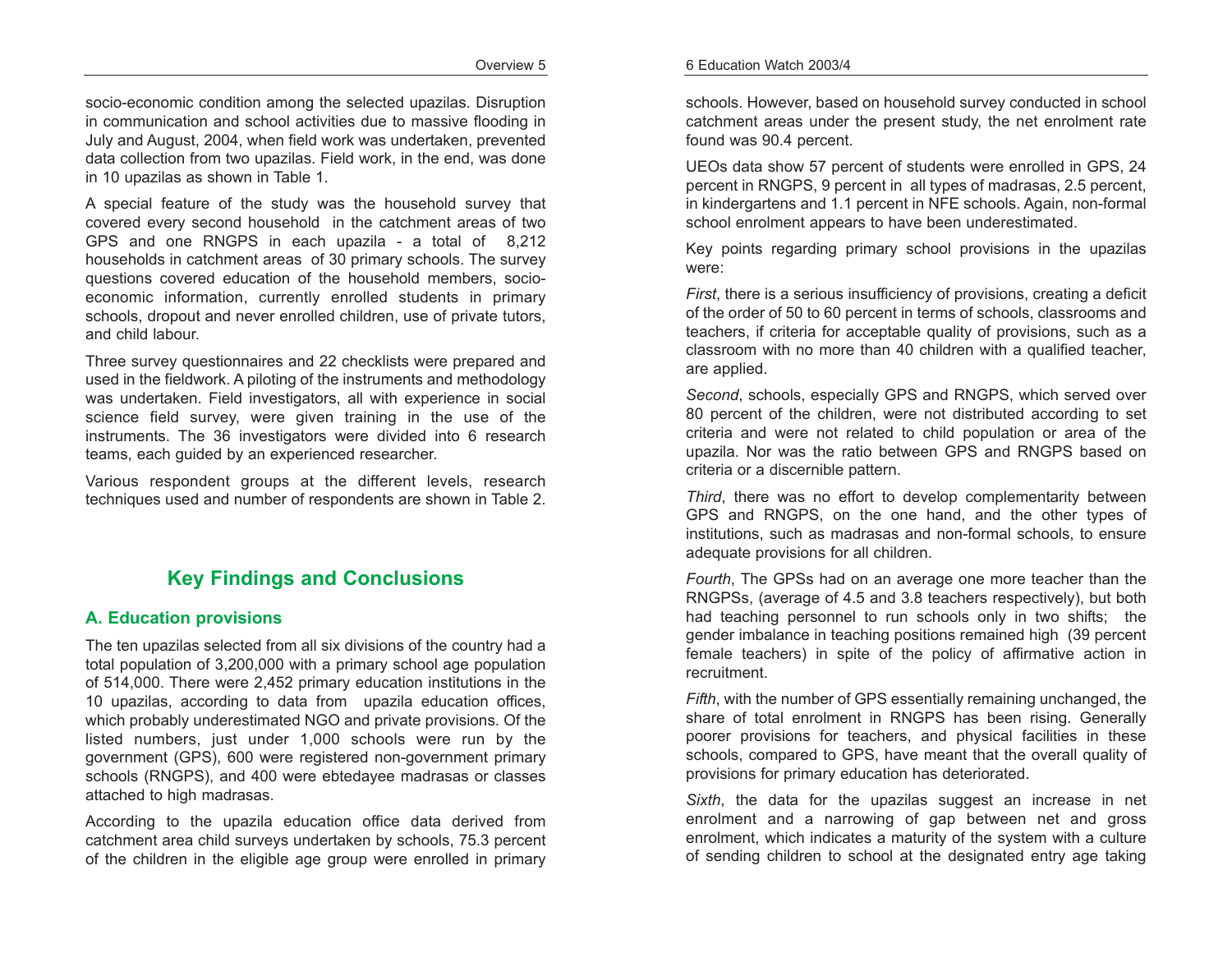socio-economic condition among the selected upazilas. Disruption in communication and school activities due to massive flooding in July and August, 2004, when field work was undertaken, prevented data collection from two upazilas. Field work, in the end, was done in 10 upazilas as shown in Table 1.

A special feature of the study was the household survey that covered every second household in the catchment areas of two GPS and one RNGPS in each upazila - a total of 8,212 households in catchment areas of 30 primary schools. The survey questions covered education of the household members, socio-economic information, currently enrolled students in primary schools, dropout and never enrolled children, use of private tutors, and child labour.

Three survey questionnaires and 22 checklists were prepared and used in the fieldwork. A piloting of the instruments and methodology was undertaken. Field investigators, all with experience in social science field survey, were given training in the use of the instruments. The 36 investigators were divided into 6 research teams, each guided by an experienced researcher.

Various respondent groups at the different levels, research techniques used and number of respondents are shown in Table 2.

## Key Findings and Conclusions

### A. Education provisions

The ten upazilas selected from all six divisions of the country had a total population of 3,200,000 with a primary school age population of 514,000. There were 2,452 primary education institutions in the 10 upazilas, according to data from upazila education offices, which probably underestimated NGO and private provisions. Of the listed numbers, just under 1,000 schools were run by the government (GPS), 600 were registered non-government primary schools (RNGPS), and 400 were ebtedayee madrasas or classes attached to high madrasas.

According to the upazila education office data derived from catchment area child surveys undertaken by schools, 75.3 percent of the children in the eligible age group were enrolled in primary schools. However, based on household survey conducted in school catchment areas under the present study, the net enrolment rate found was 90.4 percent.

UEOs data show 57 percent of students were enrolled in GPS, 24 percent in RNGPS, 9 percent in all types of madrasas, 2.5 percent, in kindergartens and 1.1 percent in NFE schools. Again, non-formal school enrolment appears to have been underestimated.

Key points regarding primary school provisions in the upazilas were:

*First*, there is a serious insufficiency of provisions, creating a deficit of the order of 50 to 60 percent in terms of schools, classrooms and teachers, if criteria for acceptable quality of provisions, such as a classroom with no more than 40 children with a qualified teacher, are applied.

*Second*, schools, especially GPS and RNGPS, which served over 80 percent of the children, were not distributed according to set criteria and were not related to child population or area of the upazila. Nor was the ratio between GPS and RNGPS based on criteria or a discernible pattern.

*Third*, there was no effort to develop complementarity between GPS and RNGPS, on the one hand, and the other types of institutions, such as madrasas and non-formal schools, to ensure adequate provisions for all children.

*Fourth*, The GPSs had on an average one more teacher than the RNGPSs, (average of 4.5 and 3.8 teachers respectively), but both had teaching personnel to run schools only in two shifts; the gender imbalance in teaching positions remained high (39 percent female teachers) in spite of the policy of affirmative action in recruitment.

*Fifth*, with the number of GPS essentially remaining unchanged, the share of total enrolment in RNGPS has been rising. Generally poorer provisions for teachers, and physical facilities in these schools, compared to GPS, have meant that the overall quality of provisions for primary education has deteriorated.

*Sixth*, the data for the upazilas suggest an increase in net enrolment and a narrowing of gap between net and gross enrolment, which indicates a maturity of the system with a culture of sending children to school at the designated entry age taking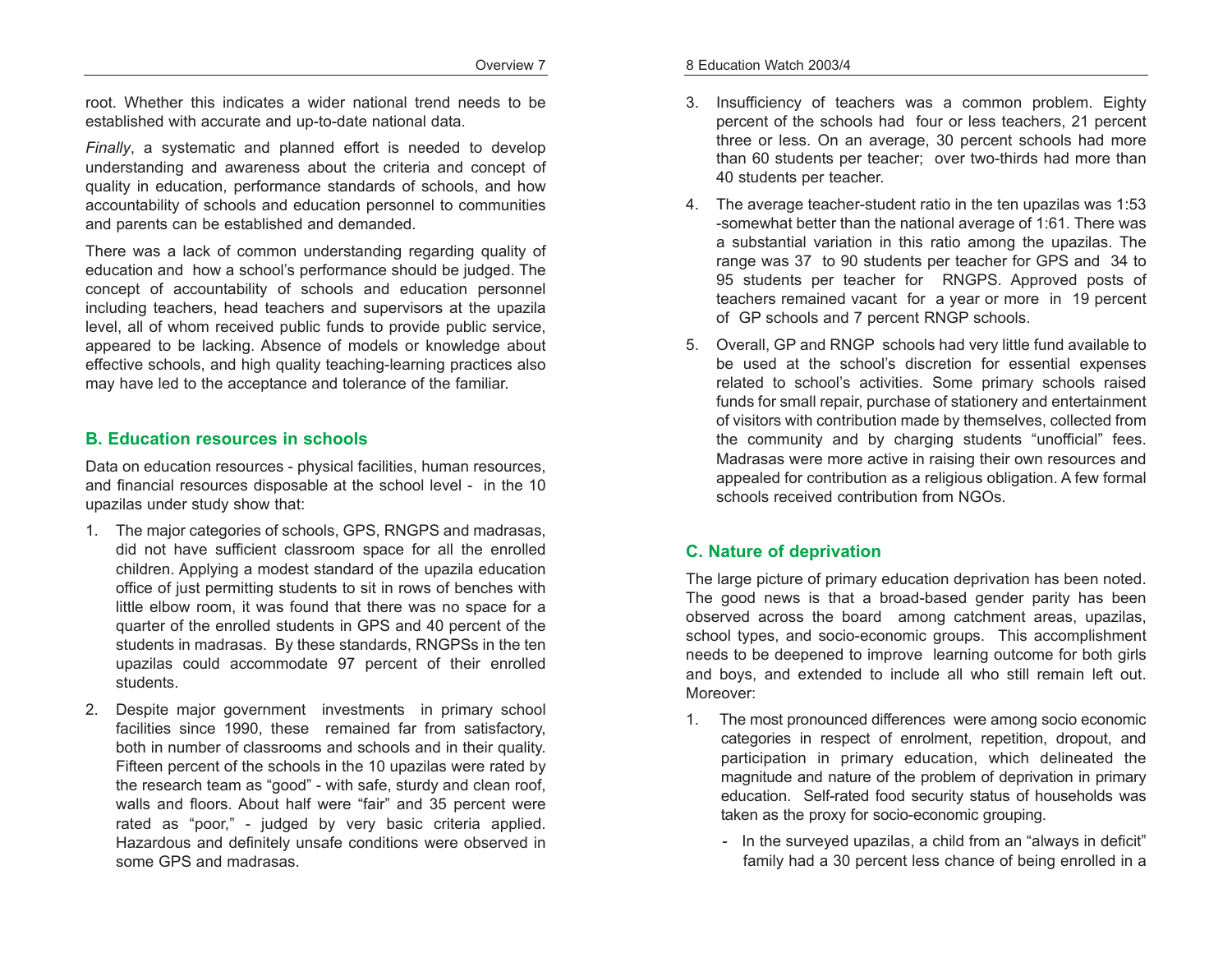root. Whether this indicates a wider national trend needs to be established with accurate and up-to-date national data.

*Finally*, a systematic and planned effort is needed to develop understanding and awareness about the criteria and concept of quality in education, performance standards of schools, and how accountability of schools and education personnel to communities and parents can be established and demanded.

There was a lack of common understanding regarding quality of education and how a school's performance should be judged. The concept of accountability of schools and education personnel including teachers, head teachers and supervisors at the upazila level, all of whom received public funds to provide public service, appeared to be lacking. Absence of models or knowledge about effective schools, and high quality teaching-learning practices also may have led to the acceptance and tolerance of the familiar.

## B. Education resources in schools

Data on education resources - physical facilities, human resources, and financial resources disposable at the school level - in the 10 upazilas under study show that:

1. The major categories of schools, GPS, RNGPS and madrasas, did not have sufficient classroom space for all the enrolled children. Applying a modest standard of the upazila education office of just permitting students to sit in rows of benches with little elbow room, it was found that there was no space for a quarter of the enrolled students in GPS and 40 percent of the students in madrasas. By these standards, RNGPSs in the ten upazilas could accommodate 97 percent of their enrolled students.
2. Despite major government investments in primary school facilities since 1990, these remained far from satisfactory, both in number of classrooms and schools and in their quality. Fifteen percent of the schools in the 10 upazilas were rated by the research team as "good" - with safe, sturdy and clean roof, walls and floors. About half were "fair" and 35 percent were rated as "poor," - judged by very basic criteria applied. Hazardous and definitely unsafe conditions were observed in some GPS and madrasas.
3. Insufficiency of teachers was a common problem. Eighty percent of the schools had four or less teachers, 21 percent three or less. On an average, 30 percent schools had more than 60 students per teacher; over two-thirds had more than 40 students per teacher.
4. The average teacher-student ratio in the ten upazilas was 1:53 -somewhat better than the national average of 1:61. There was a substantial variation in this ratio among the upazilas. The range was 37 to 90 students per teacher for GPS and 34 to 95 students per teacher for RNGPS. Approved posts of teachers remained vacant for a year or more in 19 percent of GP schools and 7 percent RNGP schools.
5. Overall, GP and RNGP schools had very little fund available to be used at the school's discretion for essential expenses related to school's activities. Some primary schools raised funds for small repair, purchase of stationery and entertainment of visitors with contribution made by themselves, collected from the community and by charging students "unofficial" fees. Madrasas were more active in raising their own resources and appealed for contribution as a religious obligation. A few formal schools received contribution from NGOs.

## C. Nature of deprivation

The large picture of primary education deprivation has been noted. The good news is that a broad-based gender parity has been observed across the board among catchment areas, upazilas, school types, and socio-economic groups. This accomplishment needs to be deepened to improve learning outcome for both girls and boys, and extended to include all who still remain left out. Moreover:

1. The most pronounced differences were among socio economic categories in respect of enrolment, repetition, dropout, and participation in primary education, which delineated the magnitude and nature of the problem of deprivation in primary education. Self-rated food security status of households was taken as the proxy for socio-economic grouping.
   - In the surveyed upazilas, a child from an "always in deficit" family had a 30 percent less chance of being enrolled in a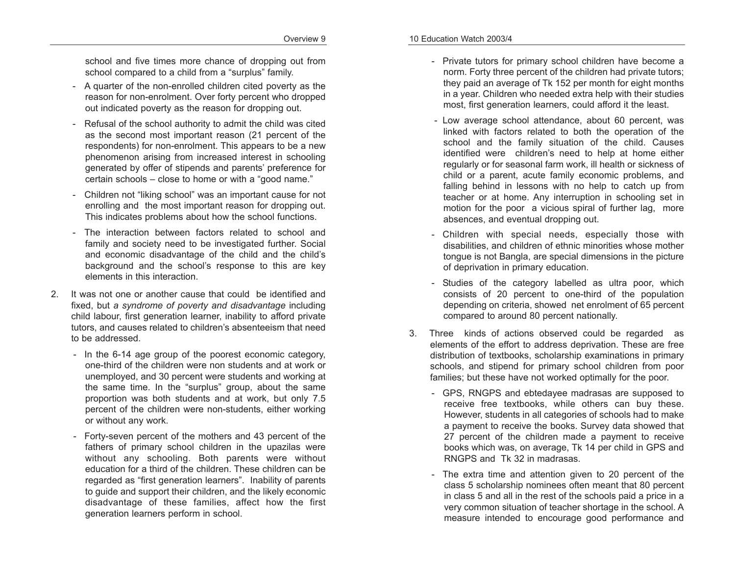school and five times more chance of dropping out from school compared to a child from a "surplus" family.

- A quarter of the non-enrolled children cited poverty as the reason for non-enrolment. Over forty percent who dropped out indicated poverty as the reason for dropping out.
- Refusal of the school authority to admit the child was cited as the second most important reason (21 percent of the respondents) for non-enrolment. This appears to be a new phenomenon arising from increased interest in schooling generated by offer of stipends and parents' preference for certain schools – close to home or with a "good name."
- Children not "liking school" was an important cause for not enrolling and the most important reason for dropping out. This indicates problems about how the school functions.
- The interaction between factors related to school and family and society need to be investigated further. Social and economic disadvantage of the child and the child's background and the school's response to this are key elements in this interaction.

2. It was not one or another cause that could be identified and fixed, but *a syndrome of poverty and disadvantage* including child labour, first generation learner, inability to afford private tutors, and causes related to children's absenteeism that need to be addressed.

   - In the 6-14 age group of the poorest economic category, one-third of the children were non students and at work or unemployed, and 30 percent were students and working at the same time. In the "surplus" group, about the same proportion was both students and at work, but only 7.5 percent of the children were non-students, either working or without any work.
   - Forty-seven percent of the mothers and 43 percent of the fathers of primary school children in the upazilas were without any schooling. Both parents were without education for a third of the children. These children can be regarded as "first generation learners". Inability of parents to guide and support their children, and the likely economic disadvantage of these families, affect how the first generation learners perform in school.
   - Private tutors for primary school children have become a norm. Forty three percent of the children had private tutors; they paid an average of Tk 152 per month for eight months in a year. Children who needed extra help with their studies most, first generation learners, could afford it the least.
   - Low average school attendance, about 60 percent, was linked with factors related to both the operation of the school and the family situation of the child. Causes identified were children's need to help at home either regularly or for seasonal farm work, ill health or sickness of child or a parent, acute family economic problems, and falling behind in lessons with no help to catch up from teacher or at home. Any interruption in schooling set in motion for the poor a vicious spiral of further lag, more absences, and eventual dropping out.
   - Children with special needs, especially those with disabilities, and children of ethnic minorities whose mother tongue is not Bangla, are special dimensions in the picture of deprivation in primary education.
   - Studies of the category labelled as ultra poor, which consists of 20 percent to one-third of the population depending on criteria, showed net enrolment of 65 percent compared to around 80 percent nationally.

3. Three kinds of actions observed could be regarded as elements of the effort to address deprivation. These are free distribution of textbooks, scholarship examinations in primary schools, and stipend for primary school children from poor families; but these have not worked optimally for the poor.

   - GPS, RNGPS and ebtedayee madrasas are supposed to receive free textbooks, while others can buy these. However, students in all categories of schools had to make a payment to receive the books. Survey data showed that 27 percent of the children made a payment to receive books which was, on average, Tk 14 per child in GPS and RNGPS and Tk 32 in madrasas.
   - The extra time and attention given to 20 percent of the class 5 scholarship nominees often meant that 80 percent in class 5 and all in the rest of the schools paid a price in a very common situation of teacher shortage in the school. A measure intended to encourage good performance and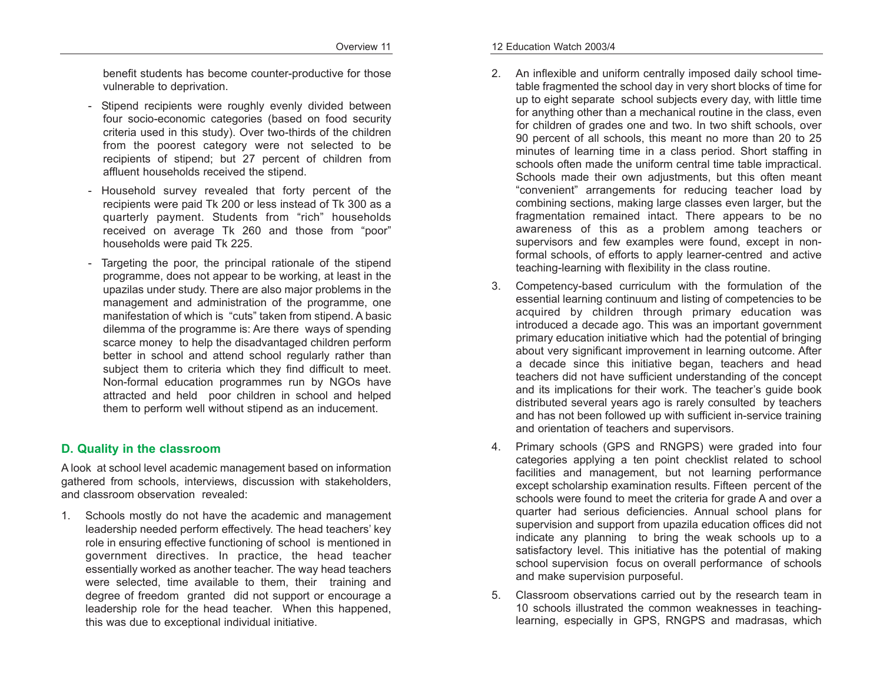benefit students has become counter-productive for those vulnerable to deprivation.

- Stipend recipients were roughly evenly divided between four socio-economic categories (based on food security criteria used in this study). Over two-thirds of the children from the poorest category were not selected to be recipients of stipend; but 27 percent of children from affluent households received the stipend.

- Household survey revealed that forty percent of the recipients were paid Tk 200 or less instead of Tk 300 as a quarterly payment. Students from "rich" households received on average Tk 260 and those from "poor" households were paid Tk 225.

- Targeting the poor, the principal rationale of the stipend programme, does not appear to be working, at least in the upazilas under study. There are also major problems in the management and administration of the programme, one manifestation of which is "cuts" taken from stipend. A basic dilemma of the programme is: Are there ways of spending scarce money to help the disadvantaged children perform better in school and attend school regularly rather than subject them to criteria which they find difficult to meet. Non-formal education programmes run by NGOs have attracted and held poor children in school and helped them to perform well without stipend as an inducement.

## D. Quality in the classroom

A look at school level academic management based on information gathered from schools, interviews, discussion with stakeholders, and classroom observation revealed:

1. Schools mostly do not have the academic and management leadership needed perform effectively. The head teachers' key role in ensuring effective functioning of school is mentioned in government directives. In practice, the head teacher essentially worked as another teacher. The way head teachers were selected, time available to them, their training and degree of freedom granted did not support or encourage a leadership role for the head teacher. When this happened, this was due to exceptional individual initiative.

2. An inflexible and uniform centrally imposed daily school time-table fragmented the school day in very short blocks of time for up to eight separate school subjects every day, with little time for anything other than a mechanical routine in the class, even for children of grades one and two. In two shift schools, over 90 percent of all schools, this meant no more than 20 to 25 minutes of learning time in a class period. Short staffing in schools often made the uniform central time table impractical. Schools made their own adjustments, but this often meant "convenient" arrangements for reducing teacher load by combining sections, making large classes even larger, but the fragmentation remained intact. There appears to be no awareness of this as a problem among teachers or supervisors and few examples were found, except in non-formal schools, of efforts to apply learner-centred and active teaching-learning with flexibility in the class routine.

3. Competency-based curriculum with the formulation of the essential learning continuum and listing of competencies to be acquired by children through primary education was introduced a decade ago. This was an important government primary education initiative which had the potential of bringing about very significant improvement in learning outcome. After a decade since this initiative began, teachers and head teachers did not have sufficient understanding of the concept and its implications for their work. The teacher's guide book distributed several years ago is rarely consulted by teachers and has not been followed up with sufficient in-service training and orientation of teachers and supervisors.

4. Primary schools (GPS and RNGPS) were graded into four categories applying a ten point checklist related to school facilities and management, but not learning performance except scholarship examination results. Fifteen percent of the schools were found to meet the criteria for grade A and over a quarter had serious deficiencies. Annual school plans for supervision and support from upazila education offices did not indicate any planning to bring the weak schools up to a satisfactory level. This initiative has the potential of making school supervision focus on overall performance of schools and make supervision purposeful.

5. Classroom observations carried out by the research team in 10 schools illustrated the common weaknesses in teaching-learning, especially in GPS, RNGPS and madrasas, which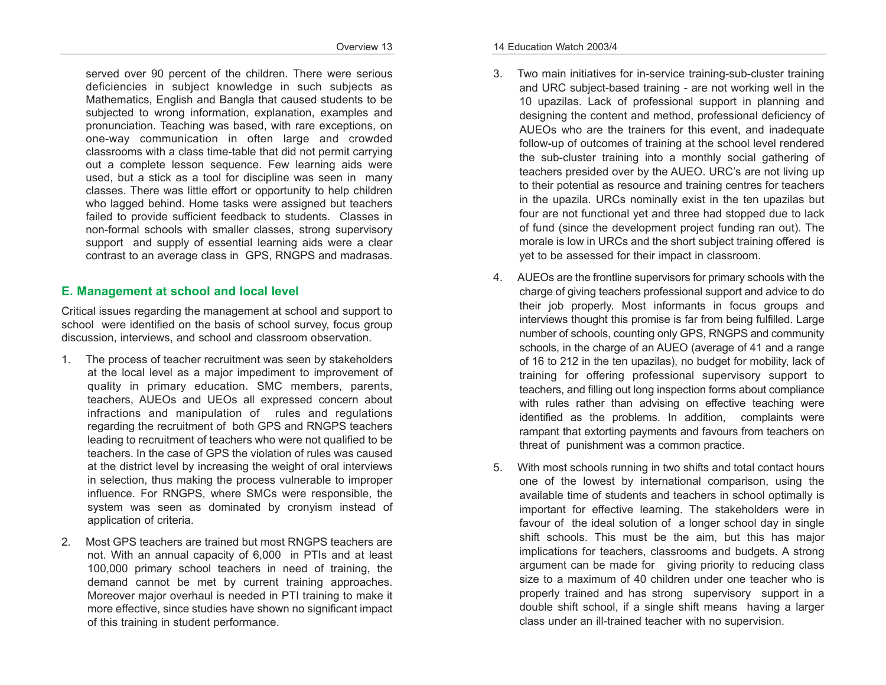served over 90 percent of the children. There were serious deficiencies in subject knowledge in such subjects as Mathematics, English and Bangla that caused students to be subjected to wrong information, explanation, examples and pronunciation. Teaching was based, with rare exceptions, on one-way communication in often large and crowded classrooms with a class time-table that did not permit carrying out a complete lesson sequence. Few learning aids were used, but a stick as a tool for discipline was seen in many classes. There was little effort or opportunity to help children who lagged behind. Home tasks were assigned but teachers failed to provide sufficient feedback to students. Classes in non-formal schools with smaller classes, strong supervisory support and supply of essential learning aids were a clear contrast to an average class in GPS, RNGPS and madrasas.

## E. Management at school and local level

Critical issues regarding the management at school and support to school were identified on the basis of school survey, focus group discussion, interviews, and school and classroom observation.

1. The process of teacher recruitment was seen by stakeholders at the local level as a major impediment to improvement of quality in primary education. SMC members, parents, teachers, AUEOs and UEOs all expressed concern about infractions and manipulation of rules and regulations regarding the recruitment of both GPS and RNGPS teachers leading to recruitment of teachers who were not qualified to be teachers. In the case of GPS the violation of rules was caused at the district level by increasing the weight of oral interviews in selection, thus making the process vulnerable to improper influence. For RNGPS, where SMCs were responsible, the system was seen as dominated by cronyism instead of application of criteria.

2. Most GPS teachers are trained but most RNGPS teachers are not. With an annual capacity of 6,000 in PTIs and at least 100,000 primary school teachers in need of training, the demand cannot be met by current training approaches. Moreover major overhaul is needed in PTI training to make it more effective, since studies have shown no significant impact of this training in student performance.

3. Two main initiatives for in-service training-sub-cluster training and URC subject-based training - are not working well in the 10 upazilas. Lack of professional support in planning and designing the content and method, professional deficiency of AUEOs who are the trainers for this event, and inadequate follow-up of outcomes of training at the school level rendered the sub-cluster training into a monthly social gathering of teachers presided over by the AUEO. URC's are not living up to their potential as resource and training centres for teachers in the upazila. URCs nominally exist in the ten upazilas but four are not functional yet and three had stopped due to lack of fund (since the development project funding ran out). The morale is low in URCs and the short subject training offered is yet to be assessed for their impact in classroom.

4. AUEOs are the frontline supervisors for primary schools with the charge of giving teachers professional support and advice to do their job properly. Most informants in focus groups and interviews thought this promise is far from being fulfilled. Large number of schools, counting only GPS, RNGPS and community schools, in the charge of an AUEO (average of 41 and a range of 16 to 212 in the ten upazilas), no budget for mobility, lack of training for offering professional supervisory support to teachers, and filling out long inspection forms about compliance with rules rather than advising on effective teaching were identified as the problems. In addition, complaints were rampant that extorting payments and favours from teachers on threat of punishment was a common practice.

5. With most schools running in two shifts and total contact hours one of the lowest by international comparison, using the available time of students and teachers in school optimally is important for effective learning. The stakeholders were in favour of the ideal solution of a longer school day in single shift schools. This must be the aim, but this has major implications for teachers, classrooms and budgets. A strong argument can be made for giving priority to reducing class size to a maximum of 40 children under one teacher who is properly trained and has strong supervisory support in a double shift school, if a single shift means having a larger class under an ill-trained teacher with no supervision.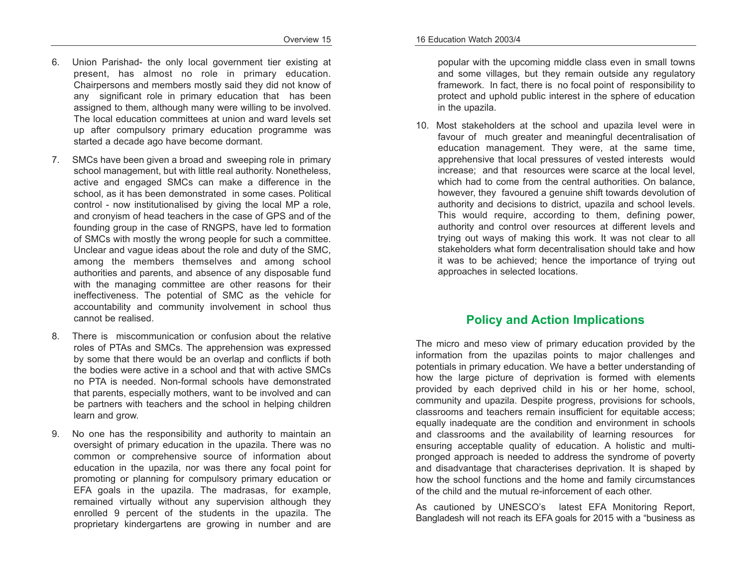6. Union Parishad- the only local government tier existing at present, has almost no role in primary education. Chairpersons and members mostly said they did not know of any significant role in primary education that has been assigned to them, although many were willing to be involved. The local education committees at union and ward levels set up after compulsory primary education programme was started a decade ago have become dormant.

7. SMCs have been given a broad and sweeping role in primary school management, but with little real authority. Nonetheless, active and engaged SMCs can make a difference in the school, as it has been demonstrated in some cases. Political control - now institutionalised by giving the local MP a role, and cronyism of head teachers in the case of GPS and of the founding group in the case of RNGPS, have led to formation of SMCs with mostly the wrong people for such a committee. Unclear and vague ideas about the role and duty of the SMC, among the members themselves and among school authorities and parents, and absence of any disposable fund with the managing committee are other reasons for their ineffectiveness. The potential of SMC as the vehicle for accountability and community involvement in school thus cannot be realised.

8. There is miscommunication or confusion about the relative roles of PTAs and SMCs. The apprehension was expressed by some that there would be an overlap and conflicts if both the bodies were active in a school and that with active SMCs no PTA is needed. Non-formal schools have demonstrated that parents, especially mothers, want to be involved and can be partners with teachers and the school in helping children learn and grow.

9. No one has the responsibility and authority to maintain an oversight of primary education in the upazila. There was no common or comprehensive source of information about education in the upazila, nor was there any focal point for promoting or planning for compulsory primary education or EFA goals in the upazila. The madrasas, for example, remained virtually without any supervision although they enrolled 9 percent of the students in the upazila. The proprietary kindergartens are growing in number and are popular with the upcoming middle class even in small towns and some villages, but they remain outside any regulatory framework. In fact, there is no focal point of responsibility to protect and uphold public interest in the sphere of education in the upazila.

10. Most stakeholders at the school and upazila level were in favour of much greater and meaningful decentralisation of education management. They were, at the same time, apprehensive that local pressures of vested interests would increase; and that resources were scarce at the local level, which had to come from the central authorities. On balance, however, they favoured a genuine shift towards devolution of authority and decisions to district, upazila and school levels. This would require, according to them, defining power, authority and control over resources at different levels and trying out ways of making this work. It was not clear to all stakeholders what form decentralisation should take and how it was to be achieved; hence the importance of trying out approaches in selected locations.

## Policy and Action Implications

The micro and meso view of primary education provided by the information from the upazilas points to major challenges and potentials in primary education. We have a better understanding of how the large picture of deprivation is formed with elements provided by each deprived child in his or her home, school, community and upazila. Despite progress, provisions for schools, classrooms and teachers remain insufficient for equitable access; equally inadequate are the condition and environment in schools and classrooms and the availability of learning resources for ensuring acceptable quality of education. A holistic and multi-pronged approach is needed to address the syndrome of poverty and disadvantage that characterises deprivation. It is shaped by how the school functions and the home and family circumstances of the child and the mutual re-inforcement of each other.

As cautioned by UNESCO's latest EFA Monitoring Report, Bangladesh will not reach its EFA goals for 2015 with a "business as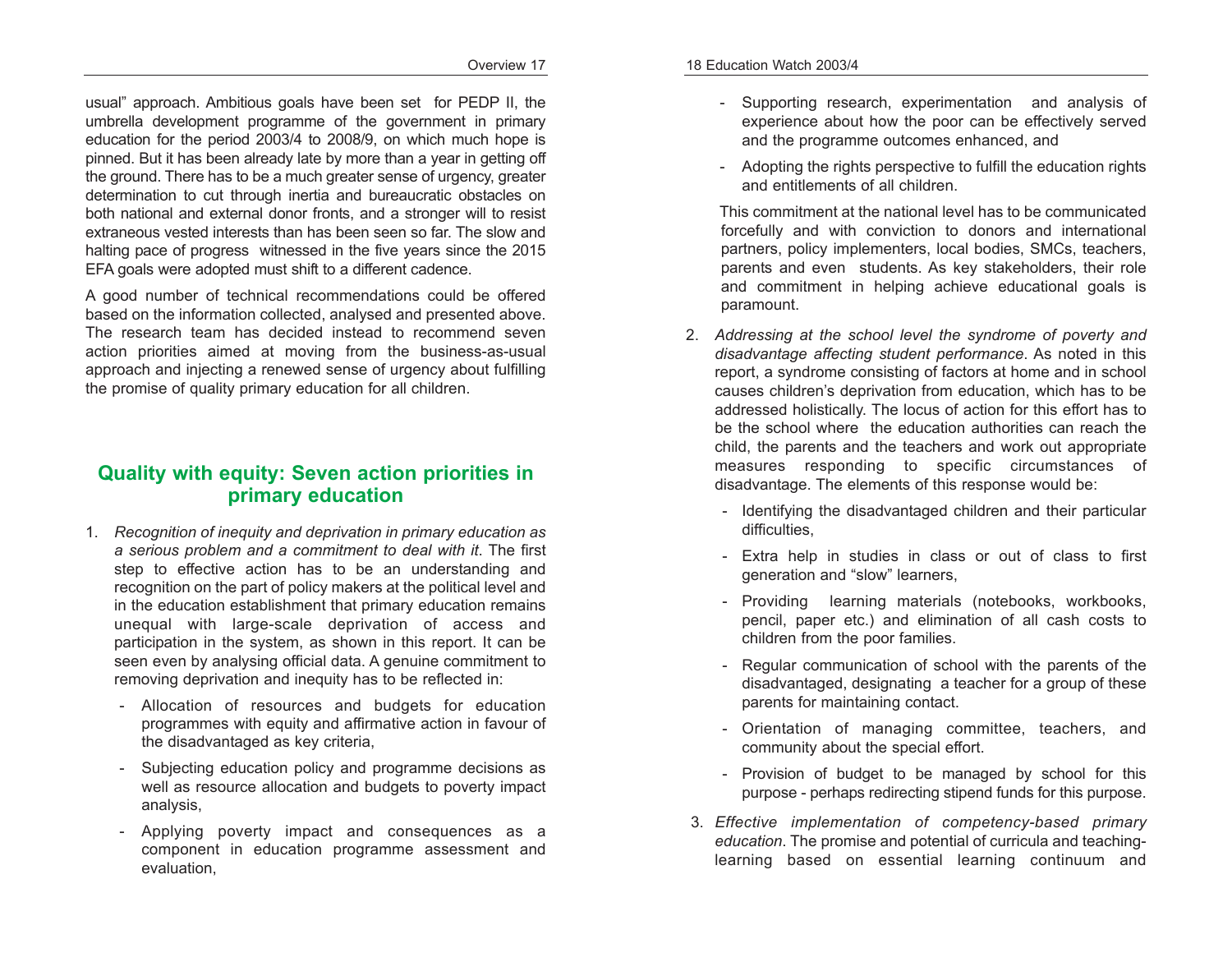usual" approach. Ambitious goals have been set for PEDP II, the umbrella development programme of the government in primary education for the period 2003/4 to 2008/9, on which much hope is pinned. But it has been already late by more than a year in getting off the ground. There has to be a much greater sense of urgency, greater determination to cut through inertia and bureaucratic obstacles on both national and external donor fronts, and a stronger will to resist extraneous vested interests than has been seen so far. The slow and halting pace of progress witnessed in the five years since the 2015 EFA goals were adopted must shift to a different cadence.

A good number of technical recommendations could be offered based on the information collected, analysed and presented above. The research team has decided instead to recommend seven action priorities aimed at moving from the business-as-usual approach and injecting a renewed sense of urgency about fulfilling the promise of quality primary education for all children.

## Quality with equity: Seven action priorities in primary education

1. *Recognition of inequity and deprivation in primary education as a serious problem and a commitment to deal with it*. The first step to effective action has to be an understanding and recognition on the part of policy makers at the political level and in the education establishment that primary education remains unequal with large-scale deprivation of access and participation in the system, as shown in this report. It can be seen even by analysing official data. A genuine commitment to removing deprivation and inequity has to be reflected in:
   - Allocation of resources and budgets for education programmes with equity and affirmative action in favour of the disadvantaged as key criteria,
   - Subjecting education policy and programme decisions as well as resource allocation and budgets to poverty impact analysis,
   - Applying poverty impact and consequences as a component in education programme assessment and evaluation,
   - Supporting research, experimentation and analysis of experience about how the poor can be effectively served and the programme outcomes enhanced, and
   - Adopting the rights perspective to fulfill the education rights and entitlements of all children.

   This commitment at the national level has to be communicated forcefully and with conviction to donors and international partners, policy implementers, local bodies, SMCs, teachers, parents and even students. As key stakeholders, their role and commitment in helping achieve educational goals is paramount.

2. *Addressing at the school level the syndrome of poverty and disadvantage affecting student performance*. As noted in this report, a syndrome consisting of factors at home and in school causes children's deprivation from education, which has to be addressed holistically. The locus of action for this effort has to be the school where the education authorities can reach the child, the parents and the teachers and work out appropriate measures responding to specific circumstances of disadvantage. The elements of this response would be:
   - Identifying the disadvantaged children and their particular difficulties,
   - Extra help in studies in class or out of class to first generation and "slow" learners,
   - Providing learning materials (notebooks, workbooks, pencil, paper etc.) and elimination of all cash costs to children from the poor families.
   - Regular communication of school with the parents of the disadvantaged, designating a teacher for a group of these parents for maintaining contact.
   - Orientation of managing committee, teachers, and community about the special effort.
   - Provision of budget to be managed by school for this purpose - perhaps redirecting stipend funds for this purpose.

3. *Effective implementation of competency-based primary education*. The promise and potential of curricula and teaching-learning based on essential learning continuum and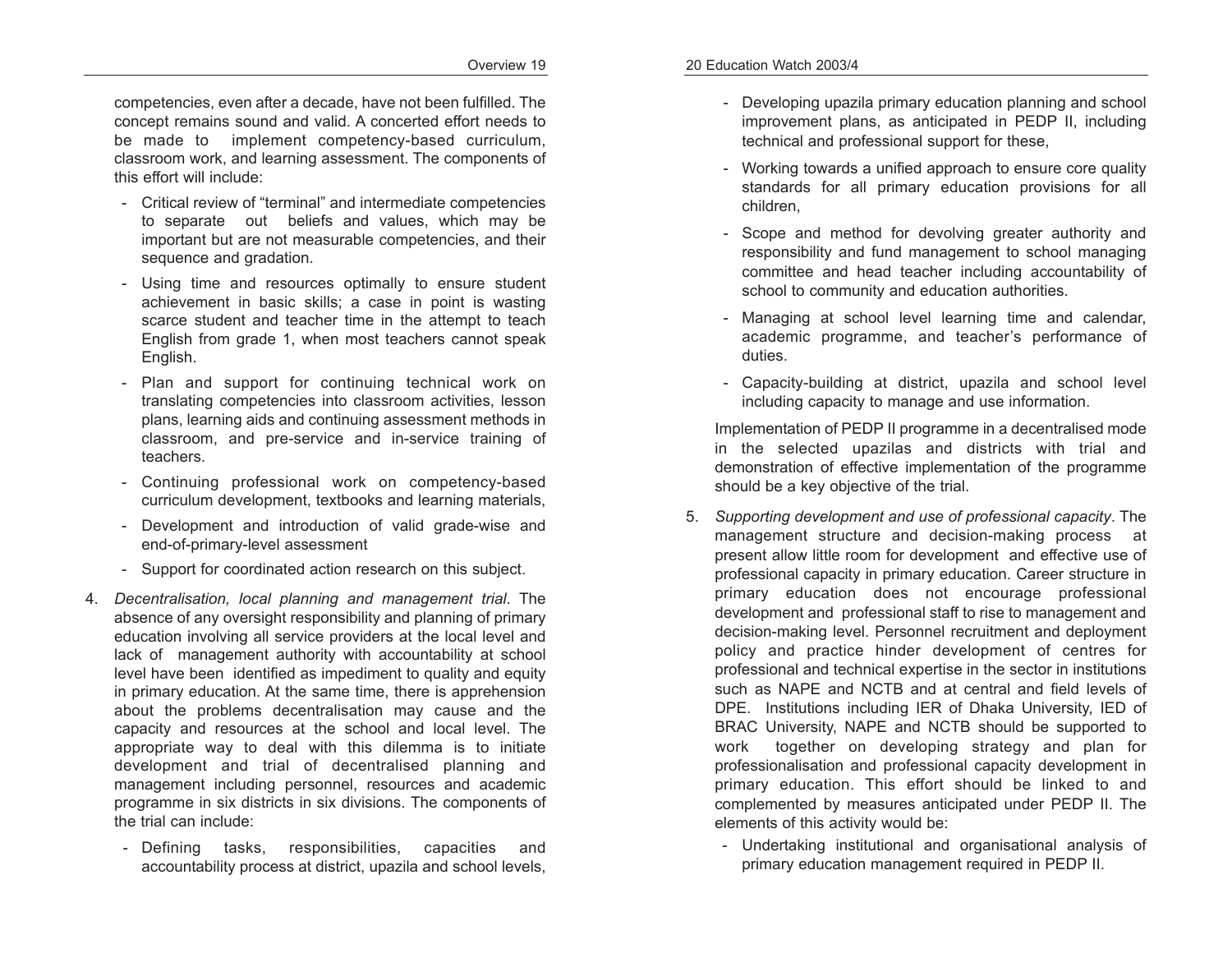competencies, even after a decade, have not been fulfilled. The concept remains sound and valid. A concerted effort needs to be made to implement competency-based curriculum, classroom work, and learning assessment. The components of this effort will include:

- Critical review of "terminal" and intermediate competencies to separate out beliefs and values, which may be important but are not measurable competencies, and their sequence and gradation.
- Using time and resources optimally to ensure student achievement in basic skills; a case in point is wasting scarce student and teacher time in the attempt to teach English from grade 1, when most teachers cannot speak English.
- Plan and support for continuing technical work on translating competencies into classroom activities, lesson plans, learning aids and continuing assessment methods in classroom, and pre-service and in-service training of teachers.
- Continuing professional work on competency-based curriculum development, textbooks and learning materials,
- Development and introduction of valid grade-wise and end-of-primary-level assessment
- Support for coordinated action research on this subject.

4. *Decentralisation, local planning and management trial*. The absence of any oversight responsibility and planning of primary education involving all service providers at the local level and lack of management authority with accountability at school level have been identified as impediment to quality and equity in primary education. At the same time, there is apprehension about the problems decentralisation may cause and the capacity and resources at the school and local level. The appropriate way to deal with this dilemma is to initiate development and trial of decentralised planning and management including personnel, resources and academic programme in six districts in six divisions. The components of the trial can include:

   - Defining tasks, responsibilities, capacities and accountability process at district, upazila and school levels,
   - Developing upazila primary education planning and school improvement plans, as anticipated in PEDP II, including technical and professional support for these,
   - Working towards a unified approach to ensure core quality standards for all primary education provisions for all children,
   - Scope and method for devolving greater authority and responsibility and fund management to school managing committee and head teacher including accountability of school to community and education authorities.
   - Managing at school level learning time and calendar, academic programme, and teacher's performance of duties.
   - Capacity-building at district, upazila and school level including capacity to manage and use information.

   Implementation of PEDP II programme in a decentralised mode in the selected upazilas and districts with trial and demonstration of effective implementation of the programme should be a key objective of the trial.

5. *Supporting development and use of professional capacity*. The management structure and decision-making process at present allow little room for development and effective use of professional capacity in primary education. Career structure in primary education does not encourage professional development and professional staff to rise to management and decision-making level. Personnel recruitment and deployment policy and practice hinder development of centres for professional and technical expertise in the sector in institutions such as NAPE and NCTB and at central and field levels of DPE. Institutions including IER of Dhaka University, IED of BRAC University, NAPE and NCTB should be supported to work together on developing strategy and plan for professionalisation and professional capacity development in primary education. This effort should be linked to and complemented by measures anticipated under PEDP II. The elements of this activity would be:

   - Undertaking institutional and organisational analysis of primary education management required in PEDP II.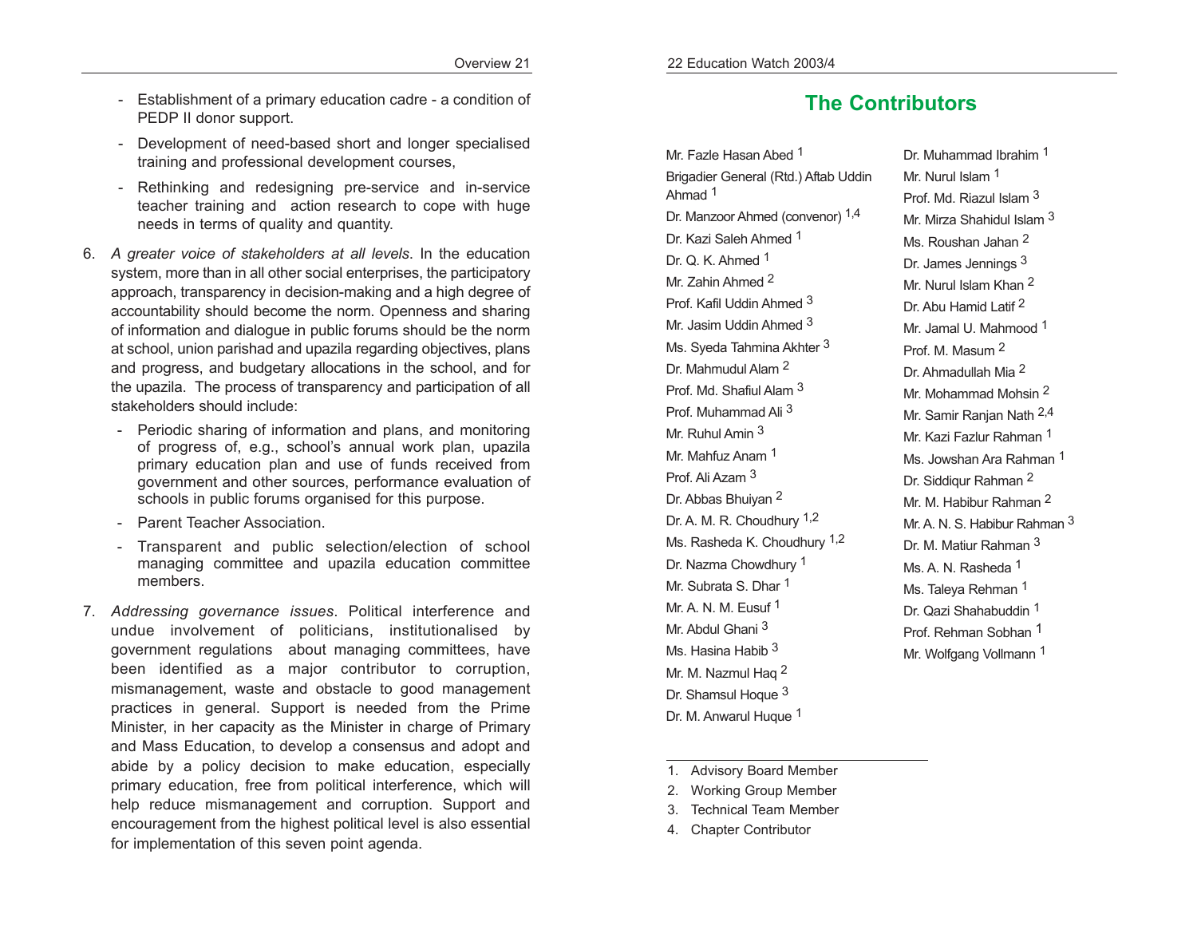- Establishment of a primary education cadre - a condition of PEDP II donor support.
- Development of need-based short and longer specialised training and professional development courses,
- Rethinking and redesigning pre-service and in-service teacher training and action research to cope with huge needs in terms of quality and quantity.

6. *A greater voice of stakeholders at all levels*. In the education system, more than in all other social enterprises, the participatory approach, transparency in decision-making and a high degree of accountability should become the norm. Openness and sharing of information and dialogue in public forums should be the norm at school, union parishad and upazila regarding objectives, plans and progress, and budgetary allocations in the school, and for the upazila. The process of transparency and participation of all stakeholders should include:
   - Periodic sharing of information and plans, and monitoring of progress of, e.g., school's annual work plan, upazila primary education plan and use of funds received from government and other sources, performance evaluation of schools in public forums organised for this purpose.
   - Parent Teacher Association.
   - Transparent and public selection/election of school managing committee and upazila education committee members.

7. *Addressing governance issues*. Political interference and undue involvement of politicians, institutionalised by government regulations about managing committees, have been identified as a major contributor to corruption, mismanagement, waste and obstacle to good management practices in general. Support is needed from the Prime Minister, in her capacity as the Minister in charge of Primary and Mass Education, to develop a consensus and adopt and abide by a policy decision to make education, especially primary education, free from political interference, which will help reduce mismanagement and corruption. Support and encouragement from the highest political level is also essential for implementation of this seven point agenda.

## The Contributors

Mr. Fazle Hasan Abed [1]
Brigadier General (Rtd.) Aftab Uddin Ahmad [1]
Dr. Manzoor Ahmed (convenor) [1,4]
Dr. Kazi Saleh Ahmed [1]
Dr. Q. K. Ahmed [1]
Mr. Zahin Ahmed [2]
Prof. Kafil Uddin Ahmed [3]
Mr. Jasim Uddin Ahmed [3]
Ms. Syeda Tahmina Akhter [3]
Dr. Mahmudul Alam [2]
Prof. Md. Shafiul Alam [3]
Prof. Muhammad Ali [3]
Mr. Ruhul Amin [3]
Mr. Mahfuz Anam [1]
Prof. Ali Azam [3]
Dr. Abbas Bhuiyan [2]
Dr. A. M. R. Choudhury [1,2]
Ms. Rasheda K. Choudhury [1,2]
Dr. Nazma Chowdhury [1]
Mr. Subrata S. Dhar [1]
Mr. A. N. M. Eusuf [1]
Mr. Abdul Ghani [3]
Ms. Hasina Habib [3]
Mr. M. Nazmul Haq [2]
Dr. Shamsul Hoque [3]
Dr. M. Anwarul Huque [1]
Dr. Muhammad Ibrahim [1]
Mr. Nurul Islam [1]
Prof. Md. Riazul Islam [3]
Mr. Mirza Shahidul Islam [3]
Ms. Roushan Jahan [2]
Dr. James Jennings [3]
Mr. Nurul Islam Khan [2]
Dr. Abu Hamid Latif [2]
Mr. Jamal U. Mahmood [1]
Prof. M. Masum [2]
Dr. Ahmadullah Mia [2]
Mr. Mohammad Mohsin [2]
Mr. Samir Ranjan Nath [2,4]
Mr. Kazi Fazlur Rahman [1]
Ms. Jowshan Ara Rahman [1]
Dr. Siddiqur Rahman [2]
Mr. M. Habibur Rahman [2]
Mr. A. N. S. Habibur Rahman [3]
Dr. M. Matiur Rahman [3]
Ms. A. N. Rasheda [1]
Ms. Taleya Rehman [1]
Dr. Qazi Shahabuddin [1]
Prof. Rehman Sobhan [1]
Mr. Wolfgang Vollmann [1]

---

1. Advisory Board Member
2. Working Group Member
3. Technical Team Member
4. Chapter Contributor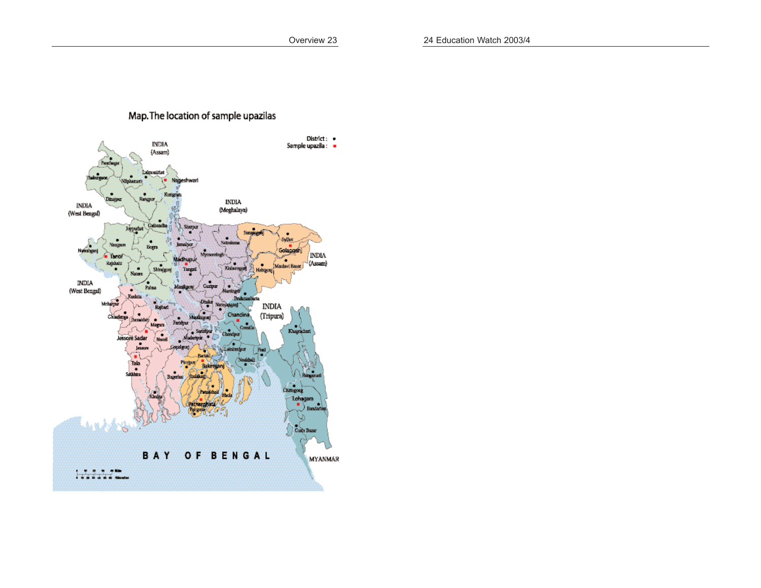Map. The location of sample upazilas

District : •
Sample upazila : ■

INDIA (Assam)
INDIA (West Bengal)
INDIA (Meghalaya)
INDIA (Assam)
INDIA (West Bengal)
INDIA (Tripura)
BAY OF BENGAL
MYANMAR

Panchagar
Thakurgaon
Nilphamari
Lalmonirhat
Nageshwari
Kurigram
Dinajpur
Rangpur
Gaibandha
Joypurhat
Naogaon
Bogra
Nawabganj
Tanor
Rajshahi
Natore
Sirajganj
Pabna
Sherpur
Jamalpur
Netrokona
Mymensingh
Madhupur
Tangail
Kishoreganj
Sunamganj
Sylhet
Golapganj
Moulvi Bazar
Habiganj
Manikganj
Gazipur
Narsingdi
Brahmanbaria
Dhaka
Narayanganj
Kushtia
Meherpur
Chuadanga
Jhenaidah
Magura
Rajbari
Faridpur
Munshiganj
Chandina
Comilla
Chandpur
Jessore Sadar
Narail
Shariatpur
Madaripur
Jessore
Gopalganj
Lakshmipur
Feni
Noakhali
Khagrachari
Tala
Satkhira
Barisal
Pirojpur
Bakerganj
Bagerhat
Jhalokati
Rangamati
Patuakhali
Bhola
Khulna
Chittagong
Lohagara
Patharghata
Barguna
Bandarban
Cox's Bazar